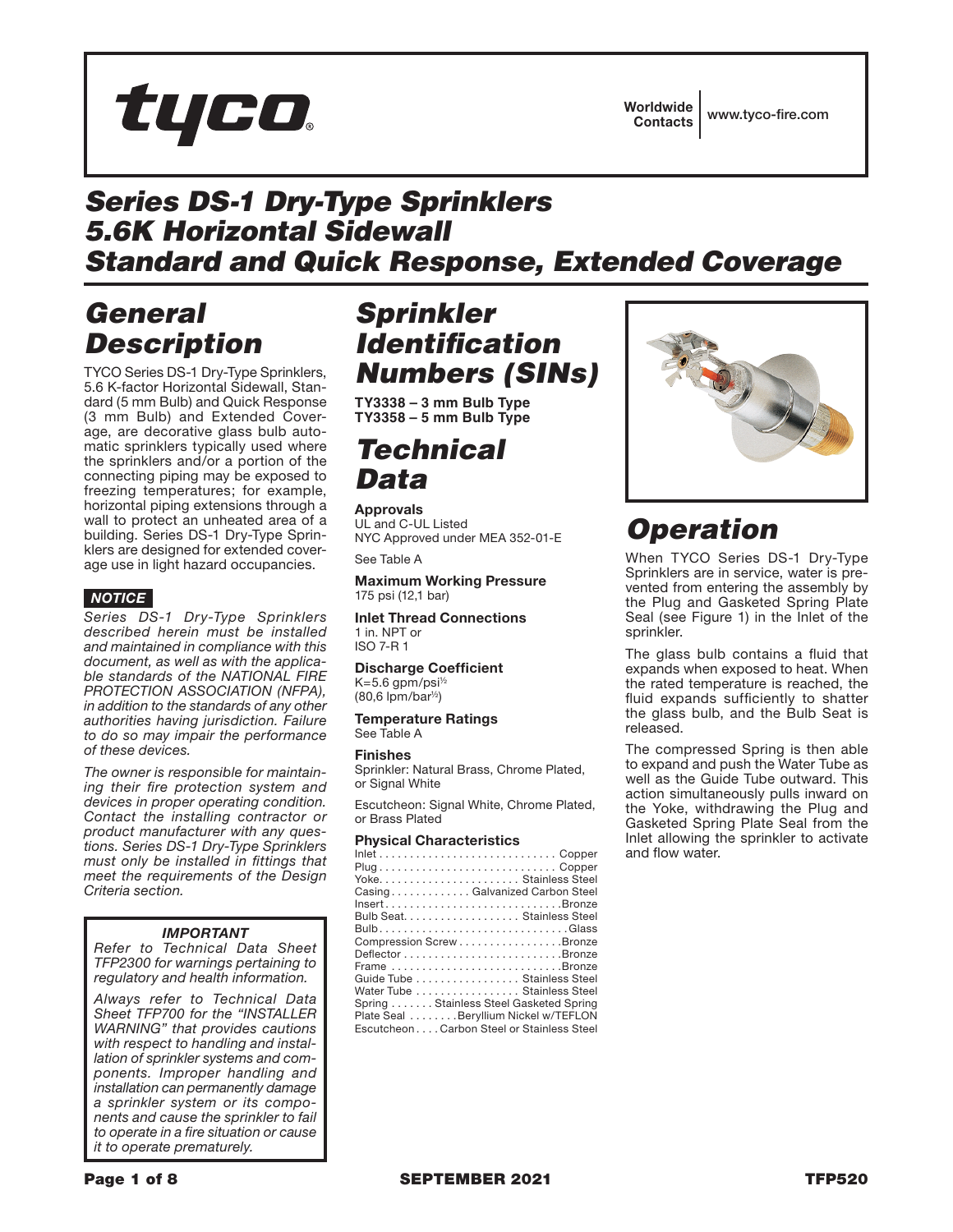tyco

Worldwide Contacts | www.tyco-fire.com

# Series DS-1 Dry-Type Sprinklers 5.6K Horizontal Sidewall Standard and Quick Response, Extended Coverage

## General Description

TYCO Series DS-1 Dry-Type Sprinklers, 5.6 K-factor Horizontal Sidewall, Standard (5 mm Bulb) and Quick Response (3 mm Bulb) and Extended Coverage, are decorative glass bulb automatic sprinklers typically used where the sprinklers and/or a portion of the connecting piping may be exposed to freezing temperatures; for example, horizontal piping extensions through a wall to protect an unheated area of a building. Series DS-1 Dry-Type Sprinklers are designed for extended coverage use in light hazard occupancies.

**NOTICE**

*Series DS-1 Dry-Type Sprinklers described herein must be installed and maintained in compliance with this document, as well as with the applicable standards of the NATIONAL FIRE PROTECTION ASSOCIATION (NFPA), in addition to the standards of any other authorities having jurisdiction. Failure to do so may impair the performance of these devices.*

*The owner is responsible for maintaining their fire protection system and devices in proper operating condition. Contact the installing contractor or product manufacturer with any questions. Series DS-1 Dry-Type Sprinklers must only be installed in fittings that meet the requirements of the Design Criteria section.*

***IMPORTANT***

*Refer to Technical Data Sheet TFP2300 for warnings pertaining to regulatory and health information.*

*Always refer to Technical Data Sheet TFP700 for the "INSTALLER WARNING" that provides cautions with respect to handling and installation of sprinkler systems and components. Improper handling and installation can permanently damage a sprinkler system or its components and cause the sprinkler to fail to operate in a fire situation or cause it to operate prematurely.*

## Sprinkler Identification Numbers (SINs)

**TY3338 – 3 mm Bulb Type**
**TY3358 – 5 mm Bulb Type**

## Technical Data

**Approvals**
UL and C-UL Listed
NYC Approved under MEA 352-01-E

See Table A

**Maximum Working Pressure**
175 psi (12,1 bar)

**Inlet Thread Connections**
1 in. NPT or
ISO 7-R 1

**Discharge Coefficient**
K=5.6 gpm/psi$^{1/2}$
(80,6 lpm/bar$^{1/2}$)

**Temperature Ratings**
See Table A

**Finishes**
Sprinkler: Natural Brass, Chrome Plated, or Signal White

Escutcheon: Signal White, Chrome Plated, or Brass Plated

**Physical Characteristics**

| Component | Material |
|---|---|
| Inlet | Copper |
| Plug | Copper |
| Yoke | Stainless Steel |
| Casing | Galvanized Carbon Steel |
| Insert | Bronze |
| Bulb Seat | Stainless Steel |
| Bulb | Glass |
| Compression Screw | Bronze |
| Deflector | Bronze |
| Frame | Bronze |
| Guide Tube | Stainless Steel |
| Water Tube | Stainless Steel |
| Spring | Stainless Steel Gasketed Spring |
| Plate Seal | Beryllium Nickel w/TEFLON |
| Escutcheon | Carbon Steel or Stainless Steel |

## Operation

When TYCO Series DS-1 Dry-Type Sprinklers are in service, water is prevented from entering the assembly by the Plug and Gasketed Spring Plate Seal (see Figure 1) in the Inlet of the sprinkler.

The glass bulb contains a fluid that expands when exposed to heat. When the rated temperature is reached, the fluid expands sufficiently to shatter the glass bulb, and the Bulb Seat is released.

The compressed Spring is then able to expand and push the Water Tube as well as the Guide Tube outward. This action simultaneously pulls inward on the Yoke, withdrawing the Plug and Gasketed Spring Plate Seal from the Inlet allowing the sprinkler to activate and flow water.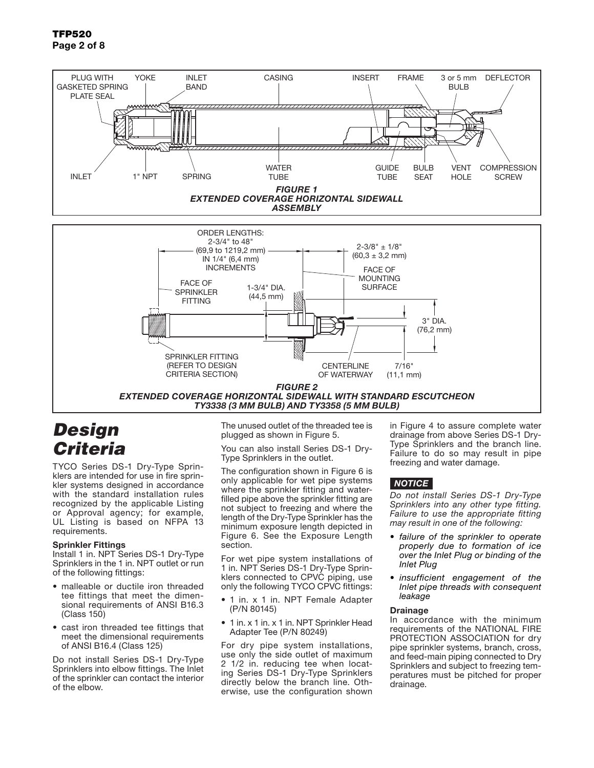*FIGURE 1*
*EXTENDED COVERAGE HORIZONTAL SIDEWALL ASSEMBLY*

*FIGURE 2*
*EXTENDED COVERAGE HORIZONTAL SIDEWALL WITH STANDARD ESCUTCHEON TY3338 (3 MM BULB) AND TY3358 (5 MM BULB)*

# Design Criteria

TYCO Series DS-1 Dry-Type Sprinklers are intended for use in fire sprinkler systems designed in accordance with the standard installation rules recognized by the applicable Listing or Approval agency; for example, UL Listing is based on NFPA 13 requirements.

**Sprinkler Fittings**
Install 1 in. NPT Series DS-1 Dry-Type Sprinklers in the 1 in. NPT outlet or run of the following fittings:

- malleable or ductile iron threaded tee fittings that meet the dimensional requirements of ANSI B16.3 (Class 150)
- cast iron threaded tee fittings that meet the dimensional requirements of ANSI B16.4 (Class 125)

Do not install Series DS-1 Dry-Type Sprinklers into elbow fittings. The Inlet of the sprinkler can contact the interior of the elbow.

The unused outlet of the threaded tee is plugged as shown in Figure 5.

You can also install Series DS-1 Dry-Type Sprinklers in the outlet.

The configuration shown in Figure 6 is only applicable for wet pipe systems where the sprinkler fitting and water-filled pipe above the sprinkler fitting are not subject to freezing and where the length of the Dry-Type Sprinkler has the minimum exposure length depicted in Figure 6. See the Exposure Length section.

For wet pipe system installations of 1 in. NPT Series DS-1 Dry-Type Sprinklers connected to CPVC piping, use only the following TYCO CPVC fittings:

- 1 in. x 1 in. NPT Female Adapter (P/N 80145)
- 1 in. x 1 in. x 1 in. NPT Sprinkler Head Adapter Tee (P/N 80249)

For dry pipe system installations, use only the side outlet of maximum 2 1/2 in. reducing tee when locating Series DS-1 Dry-Type Sprinklers directly below the branch line. Otherwise, use the configuration shown in Figure 4 to assure complete water drainage from above Series DS-1 Dry-Type Sprinklers and the branch line. Failure to do so may result in pipe freezing and water damage.

***NOTICE***

*Do not install Series DS-1 Dry-Type Sprinklers into any other type fitting. Failure to use the appropriate fitting may result in one of the following:*

- *failure of the sprinkler to operate properly due to formation of ice over the Inlet Plug or binding of the Inlet Plug*
- *insufficient engagement of the Inlet pipe threads with consequent leakage*

**Drainage**
In accordance with the minimum requirements of the NATIONAL FIRE PROTECTION ASSOCIATION for dry pipe sprinkler systems, branch, cross, and feed-main piping connected to Dry Sprinklers and subject to freezing temperatures must be pitched for proper drainage.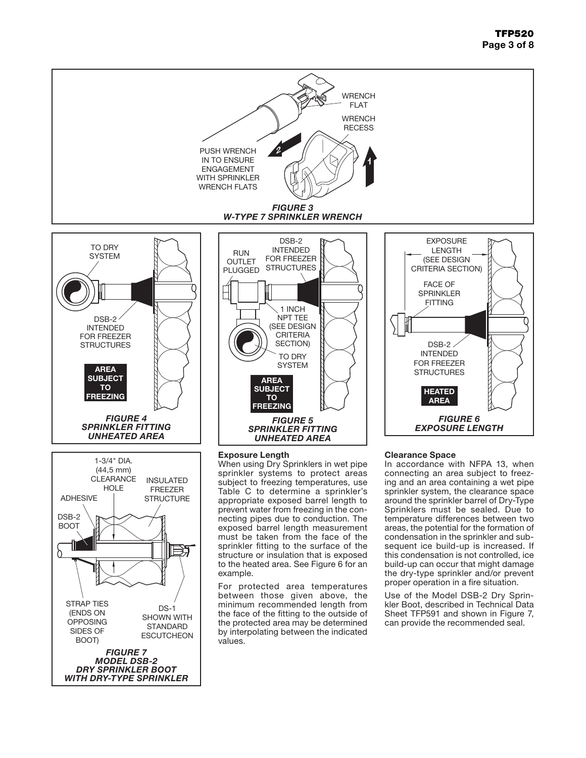PUSH WRENCH IN TO ENSURE ENGAGEMENT WITH SPRINKLER WRENCH FLATS

WRENCH FLAT

WRENCH RECESS

*FIGURE 3*
*W-TYPE 7 SPRINKLER WRENCH*

TO DRY SYSTEM

DSB-2 INTENDED FOR FREEZER STRUCTURES

AREA SUBJECT TO FREEZING

*FIGURE 4*
*SPRINKLER FITTING UNHEATED AREA*

RUN OUTLET PLUGGED

DSB-2 INTENDED FOR FREEZER STRUCTURES

1 INCH NPT TEE (SEE DESIGN CRITERIA SECTION)

TO DRY SYSTEM

AREA SUBJECT TO FREEZING

*FIGURE 5*
*SPRINKLER FITTING UNHEATED AREA*

EXPOSURE LENGTH (SEE DESIGN CRITERIA SECTION)

FACE OF SPRINKLER FITTING

DSB-2 INTENDED FOR FREEZER STRUCTURES

HEATED AREA

*FIGURE 6*
*EXPOSURE LENGTH*

1-3/4" DIA. (44,5 mm) CLEARANCE HOLE

INSULATED FREEZER STRUCTURE

ADHESIVE

DSB-2 BOOT

STRAP TIES (ENDS ON OPPOSING SIDES OF BOOT)

DS-1 SHOWN WITH STANDARD ESCUTCHEON

*FIGURE 7*
*MODEL DSB-2 DRY SPRINKLER BOOT WITH DRY-TYPE SPRINKLER*

**Exposure Length**

When using Dry Sprinklers in wet pipe sprinkler systems to protect areas subject to freezing temperatures, use Table C to determine a sprinkler's appropriate exposed barrel length to prevent water from freezing in the connecting pipes due to conduction. The exposed barrel length measurement must be taken from the face of the sprinkler fitting to the surface of the structure or insulation that is exposed to the heated area. See Figure 6 for an example.

For protected area temperatures between those given above, the minimum recommended length from the face of the fitting to the outside of the protected area may be determined by interpolating between the indicated values.

**Clearance Space**

In accordance with NFPA 13, when connecting an area subject to freezing and an area containing a wet pipe sprinkler system, the clearance space around the sprinkler barrel of Dry-Type Sprinklers must be sealed. Due to temperature differences between two areas, the potential for the formation of condensation in the sprinkler and subsequent ice build-up is increased. If this condensation is not controlled, ice build-up can occur that might damage the dry-type sprinkler and/or prevent proper operation in a fire situation.

Use of the Model DSB-2 Dry Sprinkler Boot, described in Technical Data Sheet TFP591 and shown in Figure 7, can provide the recommended seal.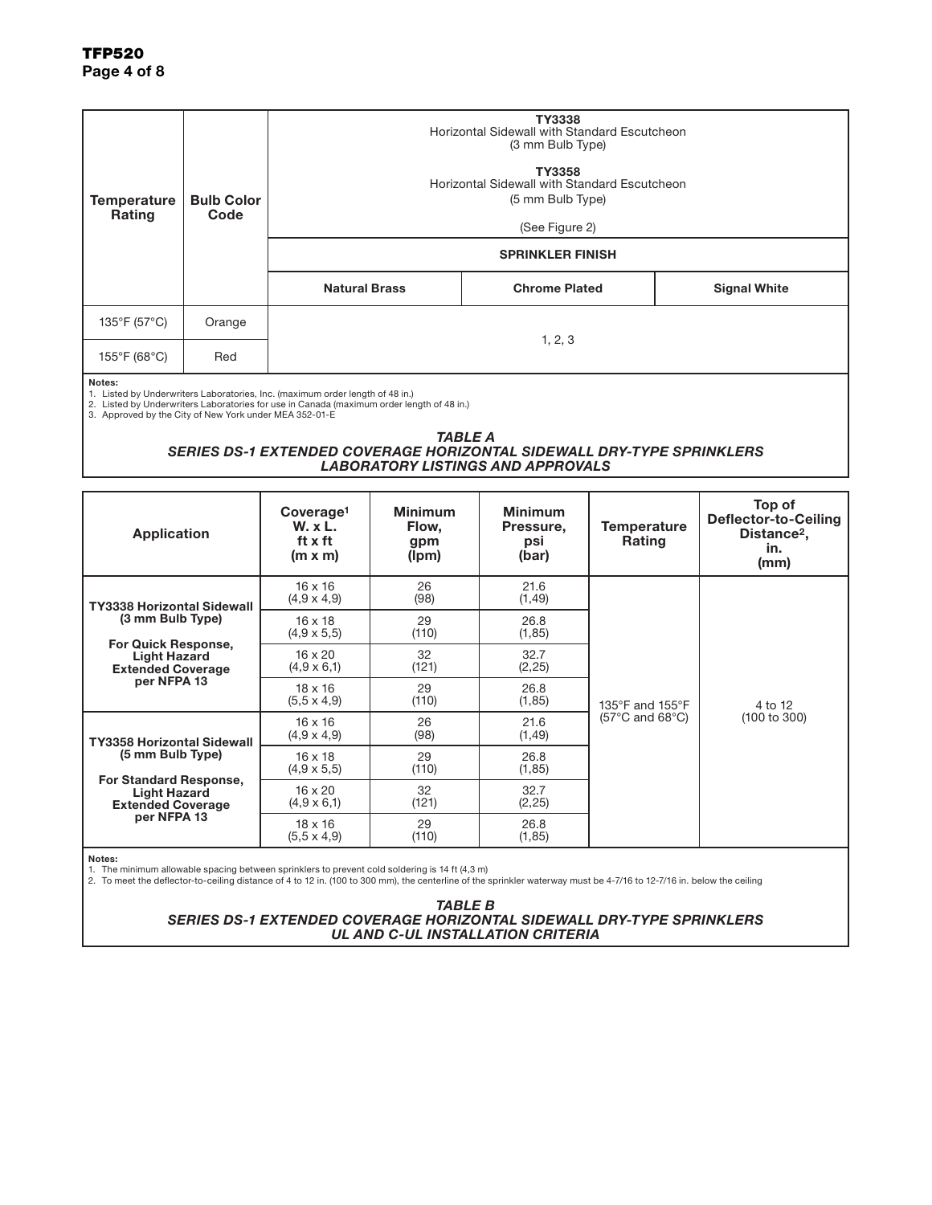| Temperature Rating | Bulb Color Code | TY3338 Horizontal Sidewall with Standard Escutcheon (3 mm Bulb Type) TY3358 Horizontal Sidewall with Standard Escutcheon (5 mm Bulb Type) (See Figure 2) | | |
|---|---|---|---|---|
| | | SPRINKLER FINISH | | |
| | | Natural Brass | Chrome Plated | Signal White |
| 135°F (57°C) | Orange | 1, 2, 3 | | |
| 155°F (68°C) | Red | | | |

**Notes:**
1. Listed by Underwriters Laboratories, Inc. (maximum order length of 48 in.)
2. Listed by Underwriters Laboratories for use in Canada (maximum order length of 48 in.)
3. Approved by the City of New York under MEA 352-01-E

***TABLE A***
***SERIES DS-1 EXTENDED COVERAGE HORIZONTAL SIDEWALL DRY-TYPE SPRINKLERS LABORATORY LISTINGS AND APPROVALS***

| Application | Coverage[1] W. x L. ft x ft (m x m) | Minimum Flow, gpm (lpm) | Minimum Pressure, psi (bar) | Temperature Rating | Top of Deflector-to-Ceiling Distance[2], in. (mm) |
|---|---|---|---|---|---|
| **TY3338 Horizontal Sidewall (3 mm Bulb Type)** **For Quick Response, Light Hazard Extended Coverage per NFPA 13** | 16 x 16 (4,9 x 4,9) | 26 (98) | 21.6 (1,49) | 135°F and 155°F (57°C and 68°C) | 4 to 12 (100 to 300) |
| | 16 x 18 (4,9 x 5,5) | 29 (110) | 26.8 (1,85) | | |
| | 16 x 20 (4,9 x 6,1) | 32 (121) | 32.7 (2,25) | | |
| | 18 x 16 (5,5 x 4,9) | 29 (110) | 26.8 (1,85) | | |
| **TY3358 Horizontal Sidewall (5 mm Bulb Type)** **For Standard Response, Light Hazard Extended Coverage per NFPA 13** | 16 x 16 (4,9 x 4,9) | 26 (98) | 21.6 (1,49) | | |
| | 16 x 18 (4,9 x 5,5) | 29 (110) | 26.8 (1,85) | | |
| | 16 x 20 (4,9 x 6,1) | 32 (121) | 32.7 (2,25) | | |
| | 18 x 16 (5,5 x 4,9) | 29 (110) | 26.8 (1,85) | | |

**Notes:**
1. The minimum allowable spacing between sprinklers to prevent cold soldering is 14 ft (4,3 m)
2. To meet the deflector-to-ceiling distance of 4 to 12 in. (100 to 300 mm), the centerline of the sprinkler waterway must be 4-7/16 to 12-7/16 in. below the ceiling

***TABLE B***
***SERIES DS-1 EXTENDED COVERAGE HORIZONTAL SIDEWALL DRY-TYPE SPRINKLERS UL AND C-UL INSTALLATION CRITERIA***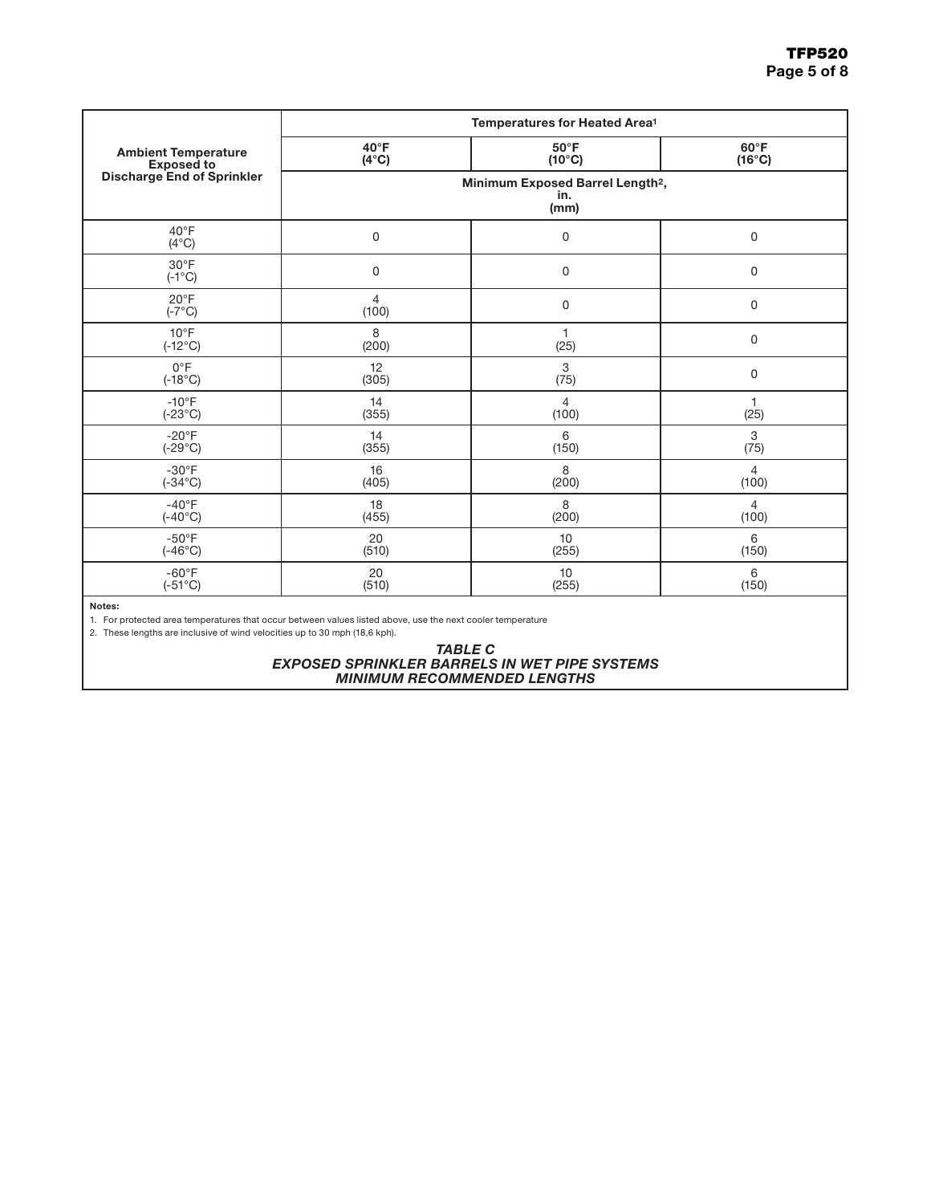| Ambient Temperature Exposed to Discharge End of Sprinkler | Temperatures for Heated Area[1] | | |
|---|---|---|---|
| | **40°F (4°C)** | **50°F (10°C)** | **60°F (16°C)** |
| | **Minimum Exposed Barrel Length[2], in. (mm)** | | |
| 40°F (4°C) | 0 | 0 | 0 |
| 30°F (-1°C) | 0 | 0 | 0 |
| 20°F (-7°C) | 4 (100) | 0 | 0 |
| 10°F (-12°C) | 8 (200) | 1 (25) | 0 |
| 0°F (-18°C) | 12 (305) | 3 (75) | 0 |
| -10°F (-23°C) | 14 (355) | 4 (100) | 1 (25) |
| -20°F (-29°C) | 14 (355) | 6 (150) | 3 (75) |
| -30°F (-34°C) | 16 (405) | 8 (200) | 4 (100) |
| -40°F (-40°C) | 18 (455) | 8 (200) | 4 (100) |
| -50°F (-46°C) | 20 (510) | 10 (255) | 6 (150) |
| -60°F (-51°C) | 20 (510) | 10 (255) | 6 (150) |

**Notes:**

1. For protected area temperatures that occur between values listed above, use the next cooler temperature
2. These lengths are inclusive of wind velocities up to 30 mph (18,6 kph).

***TABLE C***
***EXPOSED SPRINKLER BARRELS IN WET PIPE SYSTEMS***
***MINIMUM RECOMMENDED LENGTHS***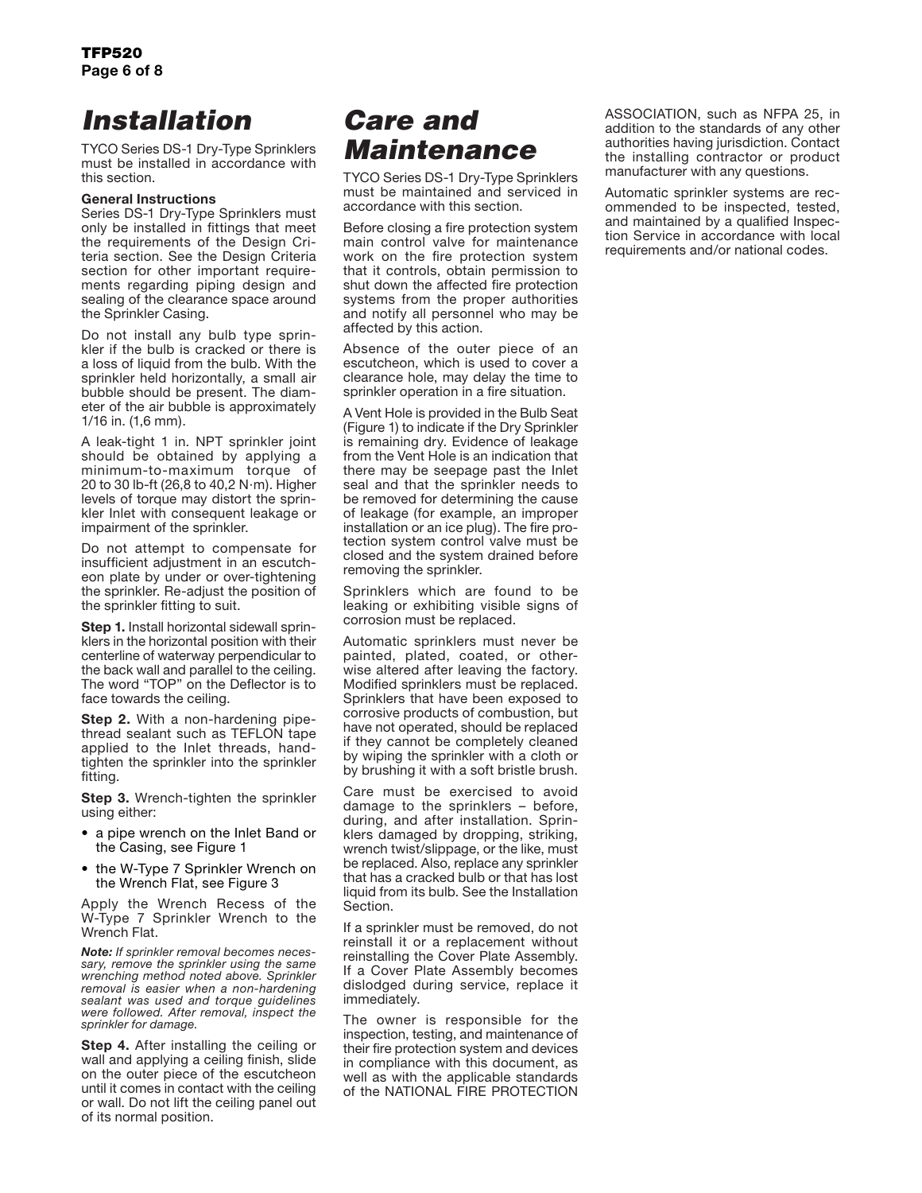# Installation

TYCO Series DS-1 Dry-Type Sprinklers must be installed in accordance with this section.

**General Instructions**
Series DS-1 Dry-Type Sprinklers must only be installed in fittings that meet the requirements of the Design Criteria section. See the Design Criteria section for other important requirements regarding piping design and sealing of the clearance space around the Sprinkler Casing.

Do not install any bulb type sprinkler if the bulb is cracked or there is a loss of liquid from the bulb. With the sprinkler held horizontally, a small air bubble should be present. The diameter of the air bubble is approximately 1/16 in. (1,6 mm).

A leak-tight 1 in. NPT sprinkler joint should be obtained by applying a minimum-to-maximum torque of 20 to 30 lb-ft (26,8 to 40,2 N·m). Higher levels of torque may distort the sprinkler Inlet with consequent leakage or impairment of the sprinkler.

Do not attempt to compensate for insufficient adjustment in an escutcheon plate by under or over-tightening the sprinkler. Re-adjust the position of the sprinkler fitting to suit.

**Step 1.** Install horizontal sidewall sprinklers in the horizontal position with their centerline of waterway perpendicular to the back wall and parallel to the ceiling. The word "TOP" on the Deflector is to face towards the ceiling.

**Step 2.** With a non-hardening pipe-thread sealant such as TEFLON tape applied to the Inlet threads, hand-tighten the sprinkler into the sprinkler fitting.

**Step 3.** Wrench-tighten the sprinkler using either:

- a pipe wrench on the Inlet Band or the Casing, see Figure 1
- the W-Type 7 Sprinkler Wrench on the Wrench Flat, see Figure 3

Apply the Wrench Recess of the W-Type 7 Sprinkler Wrench to the Wrench Flat.

***Note:*** *If sprinkler removal becomes necessary, remove the sprinkler using the same wrenching method noted above. Sprinkler removal is easier when a non-hardening sealant was used and torque guidelines were followed. After removal, inspect the sprinkler for damage.*

**Step 4.** After installing the ceiling or wall and applying a ceiling finish, slide on the outer piece of the escutcheon until it comes in contact with the ceiling or wall. Do not lift the ceiling panel out of its normal position.

# Care and Maintenance

TYCO Series DS-1 Dry-Type Sprinklers must be maintained and serviced in accordance with this section.

Before closing a fire protection system main control valve for maintenance work on the fire protection system that it controls, obtain permission to shut down the affected fire protection systems from the proper authorities and notify all personnel who may be affected by this action.

Absence of the outer piece of an escutcheon, which is used to cover a clearance hole, may delay the time to sprinkler operation in a fire situation.

A Vent Hole is provided in the Bulb Seat (Figure 1) to indicate if the Dry Sprinkler is remaining dry. Evidence of leakage from the Vent Hole is an indication that there may be seepage past the Inlet seal and that the sprinkler needs to be removed for determining the cause of leakage (for example, an improper installation or an ice plug). The fire protection system control valve must be closed and the system drained before removing the sprinkler.

Sprinklers which are found to be leaking or exhibiting visible signs of corrosion must be replaced.

Automatic sprinklers must never be painted, plated, coated, or otherwise altered after leaving the factory. Modified sprinklers must be replaced. Sprinklers that have been exposed to corrosive products of combustion, but have not operated, should be replaced if they cannot be completely cleaned by wiping the sprinkler with a cloth or by brushing it with a soft bristle brush.

Care must be exercised to avoid damage to the sprinklers – before, during, and after installation. Sprinklers damaged by dropping, striking, wrench twist/slippage, or the like, must be replaced. Also, replace any sprinkler that has a cracked bulb or that has lost liquid from its bulb. See the Installation Section.

If a sprinkler must be removed, do not reinstall it or a replacement without reinstalling the Cover Plate Assembly. If a Cover Plate Assembly becomes dislodged during service, replace it immediately.

The owner is responsible for the inspection, testing, and maintenance of their fire protection system and devices in compliance with this document, as well as with the applicable standards of the NATIONAL FIRE PROTECTION ASSOCIATION, such as NFPA 25, in addition to the standards of any other authorities having jurisdiction. Contact the installing contractor or product manufacturer with any questions.

Automatic sprinkler systems are recommended to be inspected, tested, and maintained by a qualified Inspection Service in accordance with local requirements and/or national codes.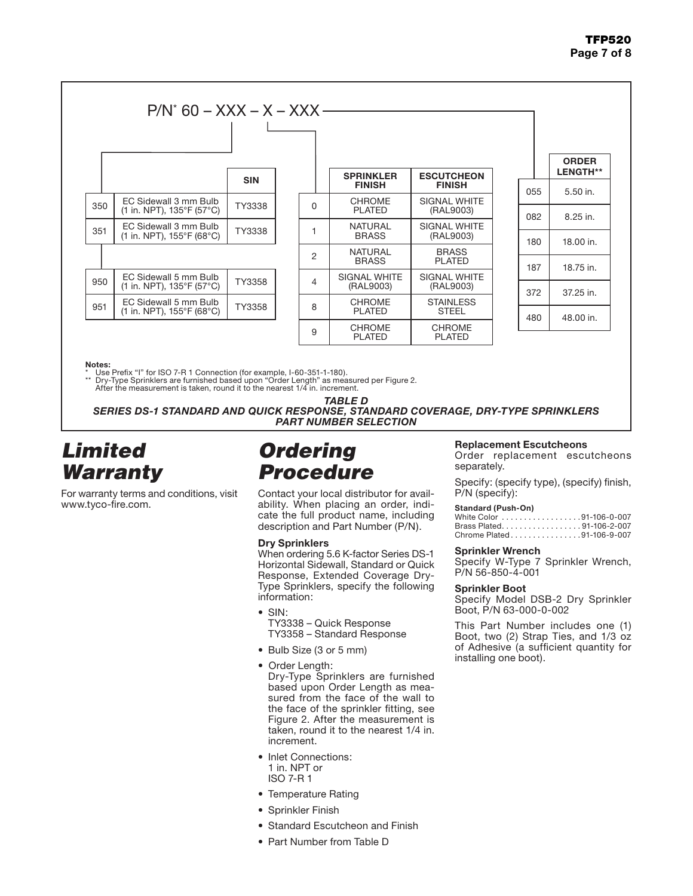P/N* 60 – XXX – X – XXX

| | | SIN |
|---|---|---|
| 350 | EC Sidewall 3 mm Bulb (1 in. NPT), 135°F (57°C) | TY3338 |
| 351 | EC Sidewall 3 mm Bulb (1 in. NPT), 155°F (68°C) | TY3338 |
| 950 | EC Sidewall 5 mm Bulb (1 in. NPT), 135°F (57°C) | TY3358 |
| 951 | EC Sidewall 5 mm Bulb (1 in. NPT), 155°F (68°C) | TY3358 |

| | SPRINKLER FINISH | ESCUTCHEON FINISH |
|---|---|---|
| 0 | CHROME PLATED | SIGNAL WHITE (RAL9003) |
| 1 | NATURAL BRASS | SIGNAL WHITE (RAL9003) |
| 2 | NATURAL BRASS | BRASS PLATED |
| 4 | SIGNAL WHITE (RAL9003) | SIGNAL WHITE (RAL9003) |
| 8 | CHROME PLATED | STAINLESS STEEL |
| 9 | CHROME PLATED | CHROME PLATED |

| | ORDER LENGTH** |
|---|---|
| 055 | 5.50 in. |
| 082 | 8.25 in. |
| 180 | 18.00 in. |
| 187 | 18.75 in. |
| 372 | 37.25 in. |
| 480 | 48.00 in. |

**Notes:**

\* Use Prefix "I" for ISO 7-R 1 Connection (for example, I-60-351-1-180).

\*\* Dry-Type Sprinklers are furnished based upon "Order Length" as measured per Figure 2. After the measurement is taken, round it to the nearest 1/4 in. increment.

***TABLE D***
***SERIES DS-1 STANDARD AND QUICK RESPONSE, STANDARD COVERAGE, DRY-TYPE SPRINKLERS PART NUMBER SELECTION***

# Limited Warranty

For warranty terms and conditions, visit www.tyco-fire.com.

# Ordering Procedure

Contact your local distributor for availability. When placing an order, indicate the full product name, including description and Part Number (P/N).

### Dry Sprinklers

When ordering 5.6 K-factor Series DS-1 Horizontal Sidewall, Standard or Quick Response, Extended Coverage Dry-Type Sprinklers, specify the following information:

- SIN:
  TY3338 – Quick Response
  TY3358 – Standard Response
- Bulb Size (3 or 5 mm)
- Order Length:
  Dry-Type Sprinklers are furnished based upon Order Length as measured from the face of the wall to the face of the sprinkler fitting, see Figure 2. After the measurement is taken, round it to the nearest 1/4 in. increment.
- Inlet Connections:
  1 in. NPT or
  ISO 7-R 1
- Temperature Rating
- Sprinkler Finish
- Standard Escutcheon and Finish
- Part Number from Table D

### Replacement Escutcheons

Order replacement escutcheons separately.

Specify: (specify type), (specify) finish, P/N (specify):

**Standard (Push-On)**

White Color . . . . . . . . . . . . . . . . . . 91-106-0-007
Brass Plated. . . . . . . . . . . . . . . . . . 91-106-2-007
Chrome Plated . . . . . . . . . . . . . . . . 91-106-9-007

### Sprinkler Wrench

Specify W-Type 7 Sprinkler Wrench, P/N 56-850-4-001

### Sprinkler Boot

Specify Model DSB-2 Dry Sprinkler Boot, P/N 63-000-0-002

This Part Number includes one (1) Boot, two (2) Strap Ties, and 1/3 oz of Adhesive (a sufficient quantity for installing one boot).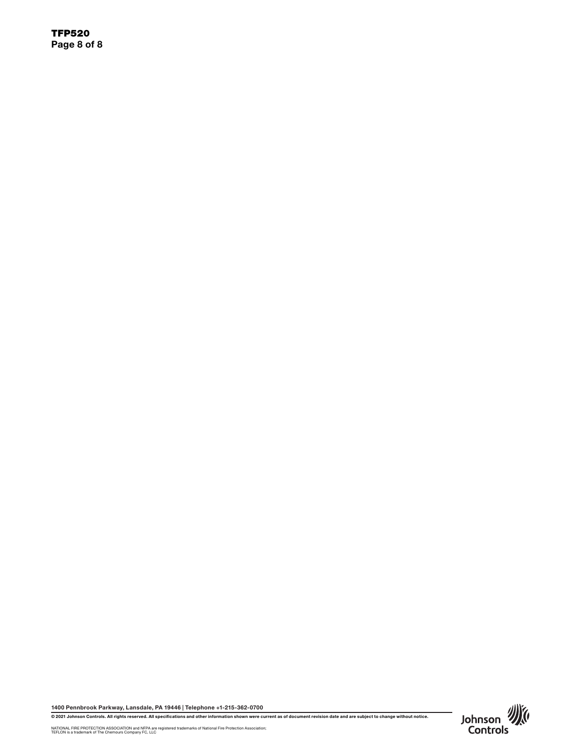1400 Pennbrook Parkway, Lansdale, PA 19446 | Telephone +1-215-362-0700

**© 2021 Johnson Controls. All rights reserved. All specifications and other information shown were current as of document revision date and are subject to change without notice.**

NATIONAL FIRE PROTECTION ASSOCIATION and NFPA are registered trademarks of National Fire Protection Association;
TEFLON is a trademark of The Chemours Company FC, LLC